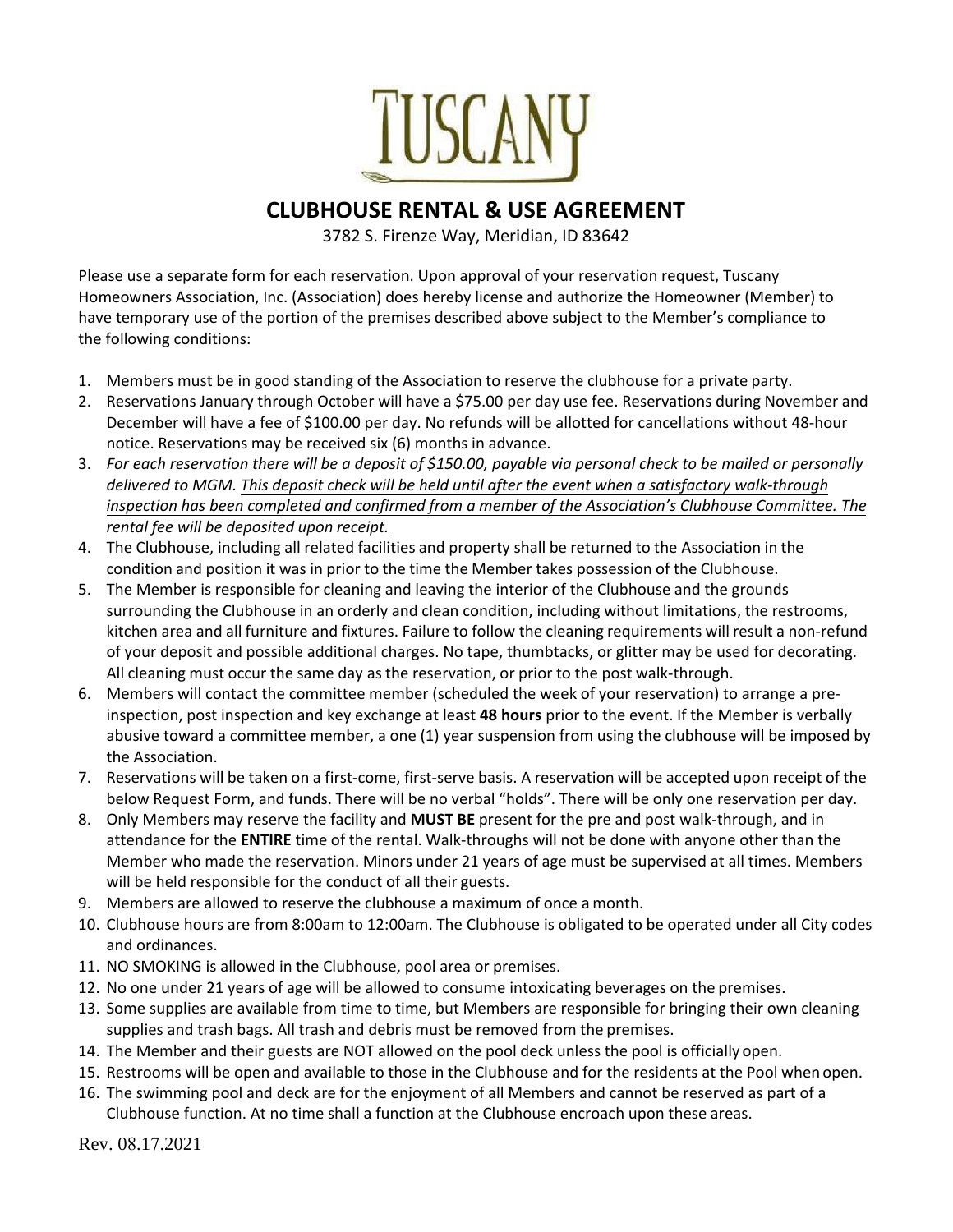# TUSCANY

## CLUBHOUSE RENTAL & USE AGREEMENT

3782 S. Firenze Way, Meridian, ID 83642

Please use a separate form for each reservation. Upon approval of your reservation request, Tuscany Homeowners Association, Inc. (Association) does hereby license and authorize the Homeowner (Member) to have temporary use of the portion of the premises described above subject to the Member's compliance to the following conditions:

1. Members must be in good standing of the Association to reserve the clubhouse for a private party.
2. Reservations January through October will have a $75.00 per day use fee. Reservations during November and December will have a fee of $100.00 per day. No refunds will be allotted for cancellations without 48-hour notice. Reservations may be received six (6) months in advance.
3. *For each reservation there will be a deposit of $150.00, payable via personal check to be mailed or personally delivered to MGM. <u>This deposit check will be held until after the event when a satisfactory walk-through inspection has been completed and confirmed from a member of the Association's Clubhouse Committee. The rental fee will be deposited upon receipt.</u>*
4. The Clubhouse, including all related facilities and property shall be returned to the Association in the condition and position it was in prior to the time the Member takes possession of the Clubhouse.
5. The Member is responsible for cleaning and leaving the interior of the Clubhouse and the grounds surrounding the Clubhouse in an orderly and clean condition, including without limitations, the restrooms, kitchen area and all furniture and fixtures. Failure to follow the cleaning requirements will result a non-refund of your deposit and possible additional charges. No tape, thumbtacks, or glitter may be used for decorating. All cleaning must occur the same day as the reservation, or prior to the post walk-through.
6. Members will contact the committee member (scheduled the week of your reservation) to arrange a pre-inspection, post inspection and key exchange at least **48 hours** prior to the event. If the Member is verbally abusive toward a committee member, a one (1) year suspension from using the clubhouse will be imposed by the Association.
7. Reservations will be taken on a first-come, first-serve basis. A reservation will be accepted upon receipt of the below Request Form, and funds. There will be no verbal "holds". There will be only one reservation per day.
8. Only Members may reserve the facility and **MUST BE** present for the pre and post walk-through, and in attendance for the **ENTIRE** time of the rental. Walk-throughs will not be done with anyone other than the Member who made the reservation. Minors under 21 years of age must be supervised at all times. Members will be held responsible for the conduct of all their guests.
9. Members are allowed to reserve the clubhouse a maximum of once a month.
10. Clubhouse hours are from 8:00am to 12:00am. The Clubhouse is obligated to be operated under all City codes and ordinances.
11. NO SMOKING is allowed in the Clubhouse, pool area or premises.
12. No one under 21 years of age will be allowed to consume intoxicating beverages on the premises.
13. Some supplies are available from time to time, but Members are responsible for bringing their own cleaning supplies and trash bags. All trash and debris must be removed from the premises.
14. The Member and their guests are NOT allowed on the pool deck unless the pool is officially open.
15. Restrooms will be open and available to those in the Clubhouse and for the residents at the Pool when open.
16. The swimming pool and deck are for the enjoyment of all Members and cannot be reserved as part of a Clubhouse function. At no time shall a function at the Clubhouse encroach upon these areas.

Rev. 08.17.2021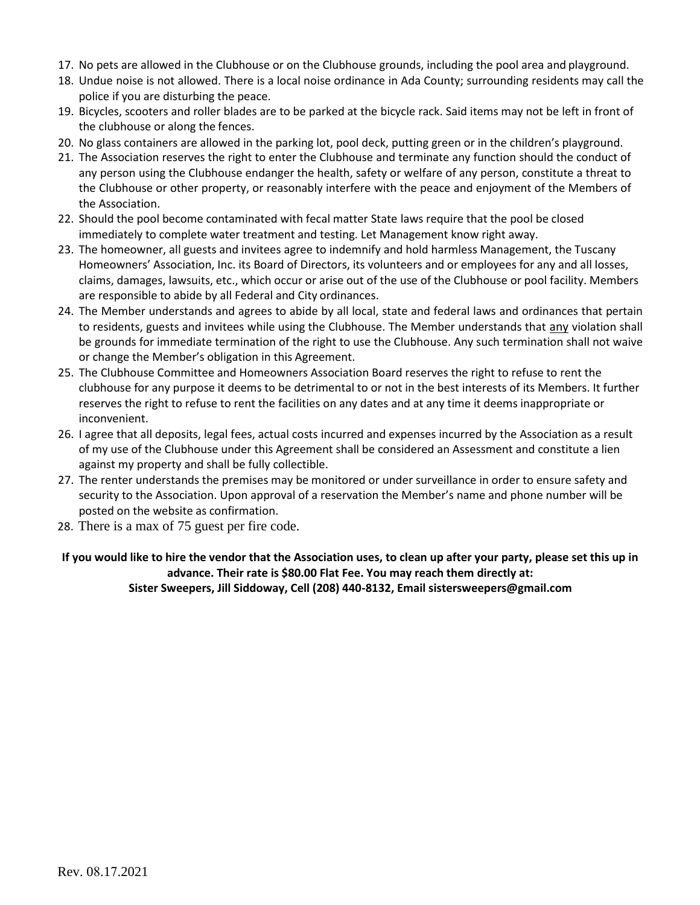17. No pets are allowed in the Clubhouse or on the Clubhouse grounds, including the pool area and playground.
18. Undue noise is not allowed. There is a local noise ordinance in Ada County; surrounding residents may call the police if you are disturbing the peace.
19. Bicycles, scooters and roller blades are to be parked at the bicycle rack. Said items may not be left in front of the clubhouse or along the fences.
20. No glass containers are allowed in the parking lot, pool deck, putting green or in the children's playground.
21. The Association reserves the right to enter the Clubhouse and terminate any function should the conduct of any person using the Clubhouse endanger the health, safety or welfare of any person, constitute a threat to the Clubhouse or other property, or reasonably interfere with the peace and enjoyment of the Members of the Association.
22. Should the pool become contaminated with fecal matter State laws require that the pool be closed immediately to complete water treatment and testing. Let Management know right away.
23. The homeowner, all guests and invitees agree to indemnify and hold harmless Management, the Tuscany Homeowners' Association, Inc. its Board of Directors, its volunteers and or employees for any and all losses, claims, damages, lawsuits, etc., which occur or arise out of the use of the Clubhouse or pool facility. Members are responsible to abide by all Federal and City ordinances.
24. The Member understands and agrees to abide by all local, state and federal laws and ordinances that pertain to residents, guests and invitees while using the Clubhouse. The Member understands that <u>any</u> violation shall be grounds for immediate termination of the right to use the Clubhouse. Any such termination shall not waive or change the Member's obligation in this Agreement.
25. The Clubhouse Committee and Homeowners Association Board reserves the right to refuse to rent the clubhouse for any purpose it deems to be detrimental to or not in the best interests of its Members. It further reserves the right to refuse to rent the facilities on any dates and at any time it deems inappropriate or inconvenient.
26. I agree that all deposits, legal fees, actual costs incurred and expenses incurred by the Association as a result of my use of the Clubhouse under this Agreement shall be considered an Assessment and constitute a lien against my property and shall be fully collectible.
27. The renter understands the premises may be monitored or under surveillance in order to ensure safety and security to the Association. Upon approval of a reservation the Member's name and phone number will be posted on the website as confirmation.
28. There is a max of 75 guest per fire code.

**If you would like to hire the vendor that the Association uses, to clean up after your party, please set this up in advance. Their rate is $80.00 Flat Fee. You may reach them directly at:**
**Sister Sweepers, Jill Siddoway, Cell (208) 440-8132, Email sistersweepers@gmail.com**

Rev. 08.17.2021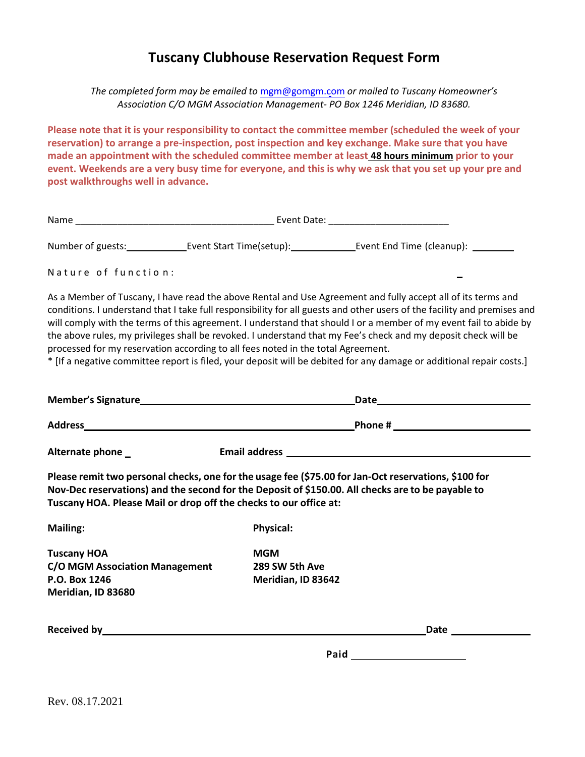# Tuscany Clubhouse Reservation Request Form

*The completed form may be emailed to mgm@gomgm.com or mailed to Tuscany Homeowner's Association C/O MGM Association Management- PO Box 1246 Meridian, ID 83680.*

**Please note that it is your responsibility to contact the committee member (scheduled the week of your reservation) to arrange a pre-inspection, post inspection and key exchange. Make sure that you have made an appointment with the scheduled committee member at least 48 hours minimum prior to your event. Weekends are a very busy time for everyone, and this is why we ask that you set up your pre and post walkthroughs well in advance.**

Name _________________________________________ Event Date: _________________________

Number of guests:____________ Event Start Time(setup):_____________ Event End Time (cleanup): ________

Nature of function: _

As a Member of Tuscany, I have read the above Rental and Use Agreement and fully accept all of its terms and conditions. I understand that I take full responsibility for all guests and other users of the facility and premises and will comply with the terms of this agreement. I understand that should I or a member of my event fail to abide by the above rules, my privileges shall be revoked. I understand that my Fee's check and my deposit check will be processed for my reservation according to all fees noted in the total Agreement.
* [If a negative committee report is filed, your deposit will be debited for any damage or additional repair costs.]

**Member's Signature**_________________________________________ **Date**_____________________________

**Address**________________________________________________ **Phone #** __________________________

**Alternate phone** _ **Email address** ____________________________________________

**Please remit two personal checks, one for the usage fee ($75.00 for Jan-Oct reservations, $100 for Nov-Dec reservations) and the second for the Deposit of $150.00. All checks are to be payable to Tuscany HOA. Please Mail or drop off the checks to our office at:**

**Mailing:**

**Tuscany HOA**
**C/O MGM Association Management**
**P.O. Box 1246**
**Meridian, ID 83680**

**Physical:**

**MGM**
**289 SW 5th Ave**
**Meridian, ID 83642**

**Received by**__________________________________________________________ **Date** ______________

**Paid** ______________________

Rev. 08.17.2021